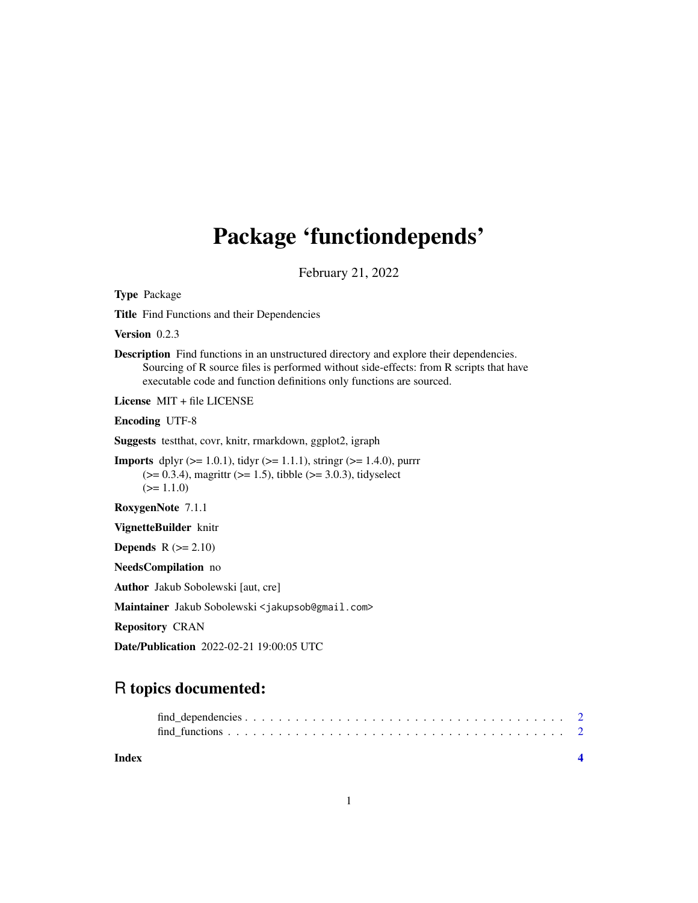# Package 'functiondepends'

February 21, 2022

**Type** Package

**Title** Find Functions and their Dependencies

**Version** 0.2.3

**Description** Find functions in an unstructured directory and explore their dependencies. Sourcing of R source files is performed without side-effects: from R scripts that have executable code and function definitions only functions are sourced.

**License** MIT + file LICENSE

**Encoding** UTF-8

**Suggests** testthat, covr, knitr, rmarkdown, ggplot2, igraph

**Imports** dplyr (>= 1.0.1), tidyr (>= 1.1.1), stringr (>= 1.4.0), purrr (>= 0.3.4), magrittr (>= 1.5), tibble (>= 3.0.3), tidyselect (>= 1.1.0)

**RoxygenNote** 7.1.1

**VignetteBuilder** knitr

**Depends** R (>= 2.10)

**NeedsCompilation** no

**Author** Jakub Sobolewski [aut, cre]

**Maintainer** Jakub Sobolewski <jakupsob@gmail.com>

**Repository** CRAN

**Date/Publication** 2022-02-21 19:00:05 UTC

## R topics documented:

- find_dependencies . . . . . . . . . . . . . . . . . . . . . . . . . . . . . . . . . . . . . . 2
- find_functions . . . . . . . . . . . . . . . . . . . . . . . . . . . . . . . . . . . . . . . . . 2

**Index** 4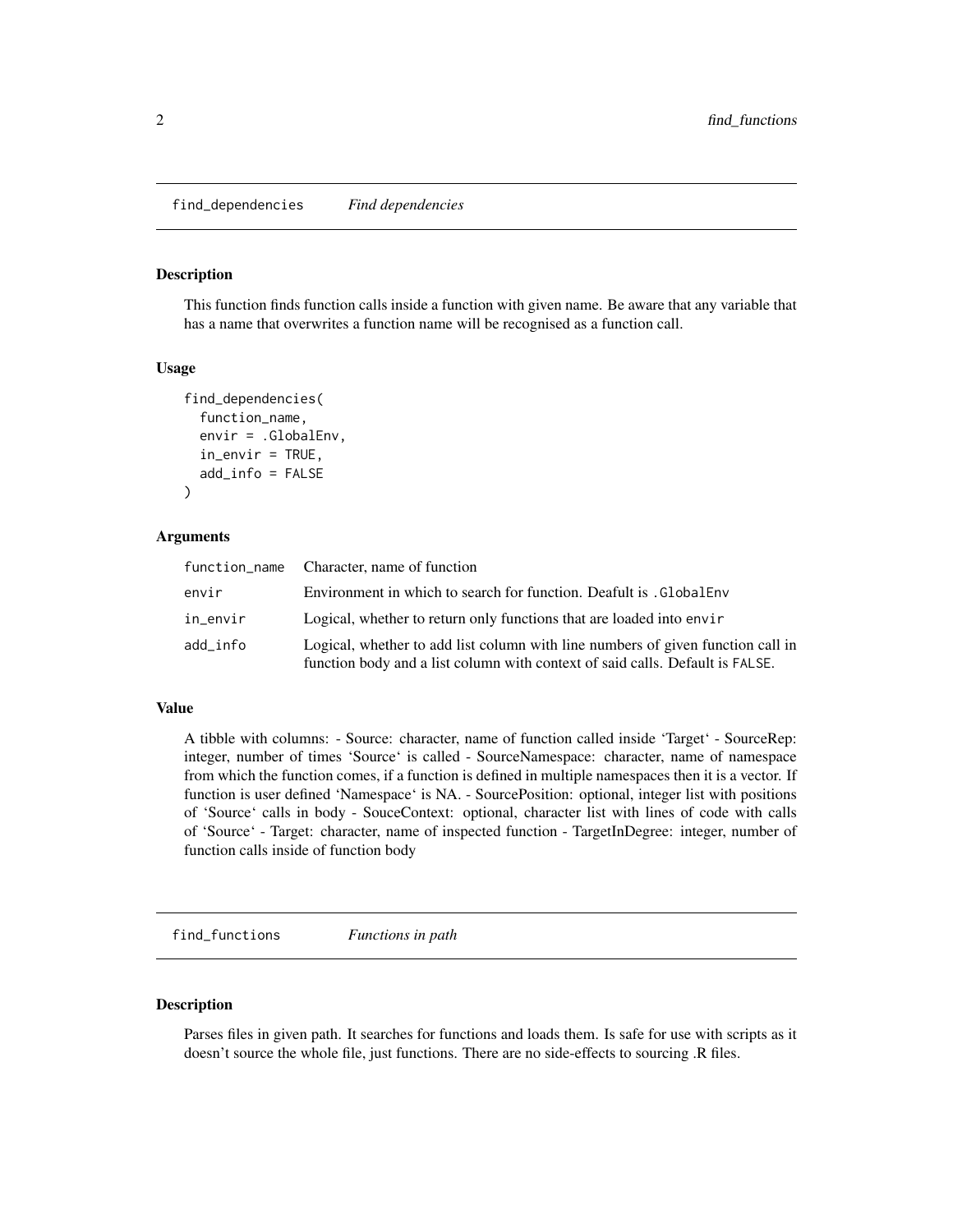## find_dependencies *Find dependencies*

### Description

This function finds function calls inside a function with given name. Be aware that any variable that has a name that overwrites a function name will be recognised as a function call.

### Usage

```
find_dependencies(
  function_name,
  envir = .GlobalEnv,
  in_envir = TRUE,
  add_info = FALSE
)
```

### Arguments

| | |
|---|---|
| function_name | Character, name of function |
| envir | Environment in which to search for function. Deafult is `.GlobalEnv` |
| in_envir | Logical, whether to return only functions that are loaded into `envir` |
| add_info | Logical, whether to add list column with line numbers of given function call in function body and a list column with context of said calls. Default is `FALSE`. |

### Value

A tibble with columns: - Source: character, name of function called inside 'Target' - SourceRep: integer, number of times 'Source' is called - SourceNamespace: character, name of namespace from which the function comes, if a function is defined in multiple namespaces then it is a vector. If function is user defined 'Namespace' is NA. - SourcePosition: optional, integer list with positions of 'Source' calls in body - SouceContext: optional, character list with lines of code with calls of 'Source' - Target: character, name of inspected function - TargetInDegree: integer, number of function calls inside of function body

## find_functions *Functions in path*

### Description

Parses files in given path. It searches for functions and loads them. Is safe for use with scripts as it doesn't source the whole file, just functions. There are no side-effects to sourcing .R files.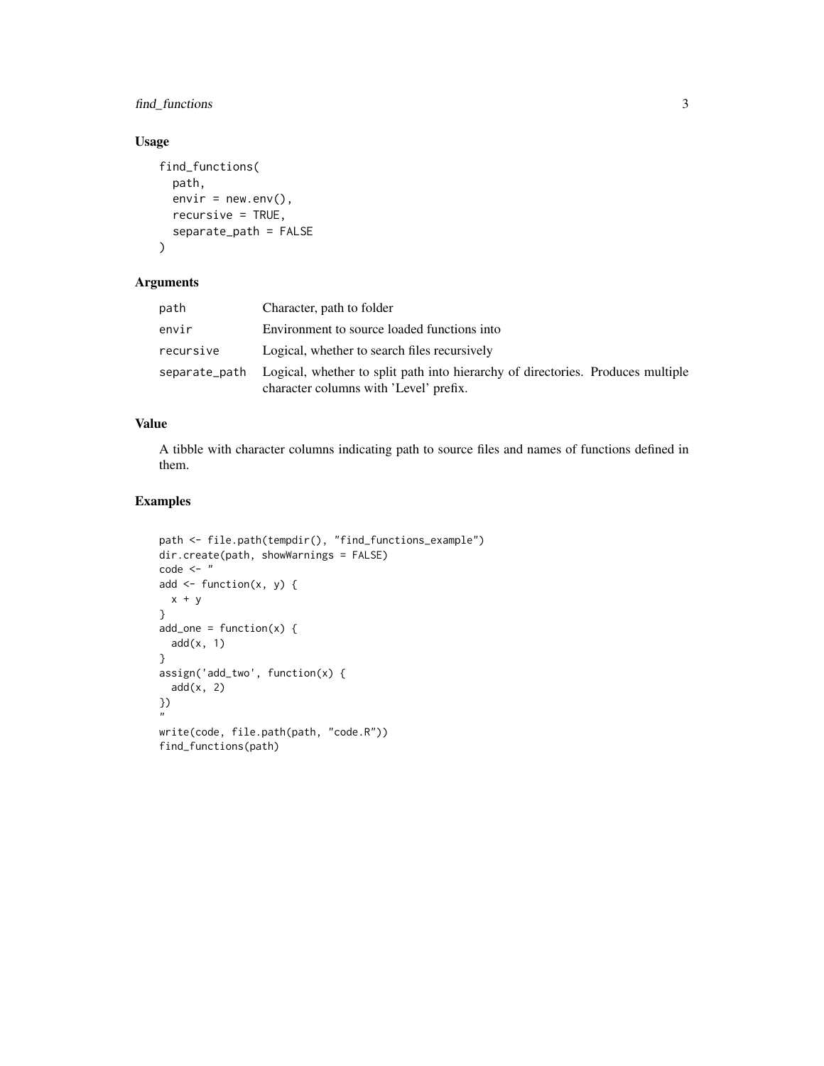## Usage

```
find_functions(
  path,
  envir = new.env(),
  recursive = TRUE,
  separate_path = FALSE
)
```

## Arguments

| | |
|---|---|
| path | Character, path to folder |
| envir | Environment to source loaded functions into |
| recursive | Logical, whether to search files recursively |
| separate_path | Logical, whether to split path into hierarchy of directories. Produces multiple character columns with 'Level' prefix. |

## Value

A tibble with character columns indicating path to source files and names of functions defined in them.

## Examples

```
path <- file.path(tempdir(), "find_functions_example")
dir.create(path, showWarnings = FALSE)
code <- "
add <- function(x, y) {
  x + y
}
add_one = function(x) {
  add(x, 1)
}
assign('add_two', function(x) {
  add(x, 2)
})
"
write(code, file.path(path, "code.R"))
find_functions(path)
```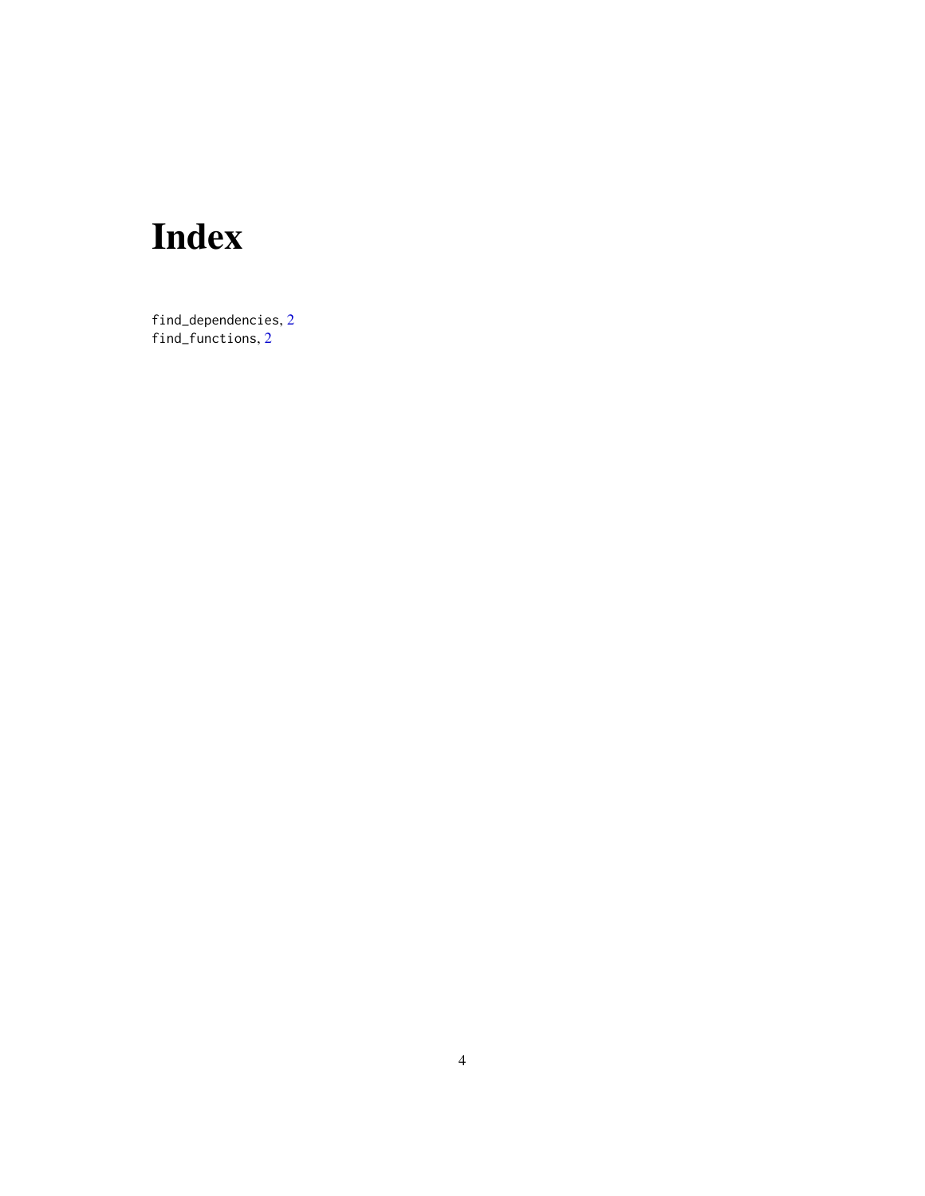# Index

find_dependencies, 2
find_functions, 2